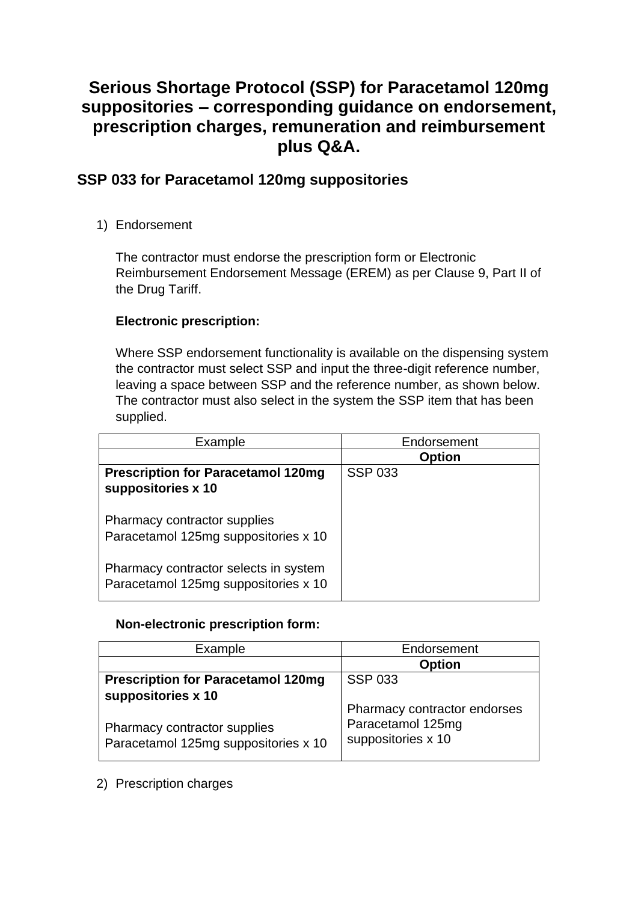# Serious Shortage Protocol (SSP) for Paracetamol 120mg suppositories – corresponding guidance on endorsement, prescription charges, remuneration and reimbursement plus Q&A.

## SSP 033 for Paracetamol 120mg suppositories

1) Endorsement

   The contractor must endorse the prescription form or Electronic Reimbursement Endorsement Message (EREM) as per Clause 9, Part II of the Drug Tariff.

   **Electronic prescription:**

   Where SSP endorsement functionality is available on the dispensing system the contractor must select SSP and input the three-digit reference number, leaving a space between SSP and the reference number, as shown below. The contractor must also select in the system the SSP item that has been supplied.

| Example | Endorsement |
|---|---|
| | **Option** |
| **Prescription for Paracetamol 120mg suppositories x 10**<br><br>Pharmacy contractor supplies Paracetamol 125mg suppositories x 10<br><br>Pharmacy contractor selects in system Paracetamol 125mg suppositories x 10 | SSP 033 |

   **Non-electronic prescription form:**

| Example | Endorsement |
|---|---|
| | **Option** |
| **Prescription for Paracetamol 120mg suppositories x 10**<br><br>Pharmacy contractor supplies Paracetamol 125mg suppositories x 10 | SSP 033<br><br>Pharmacy contractor endorses Paracetamol 125mg suppositories x 10 |

2) Prescription charges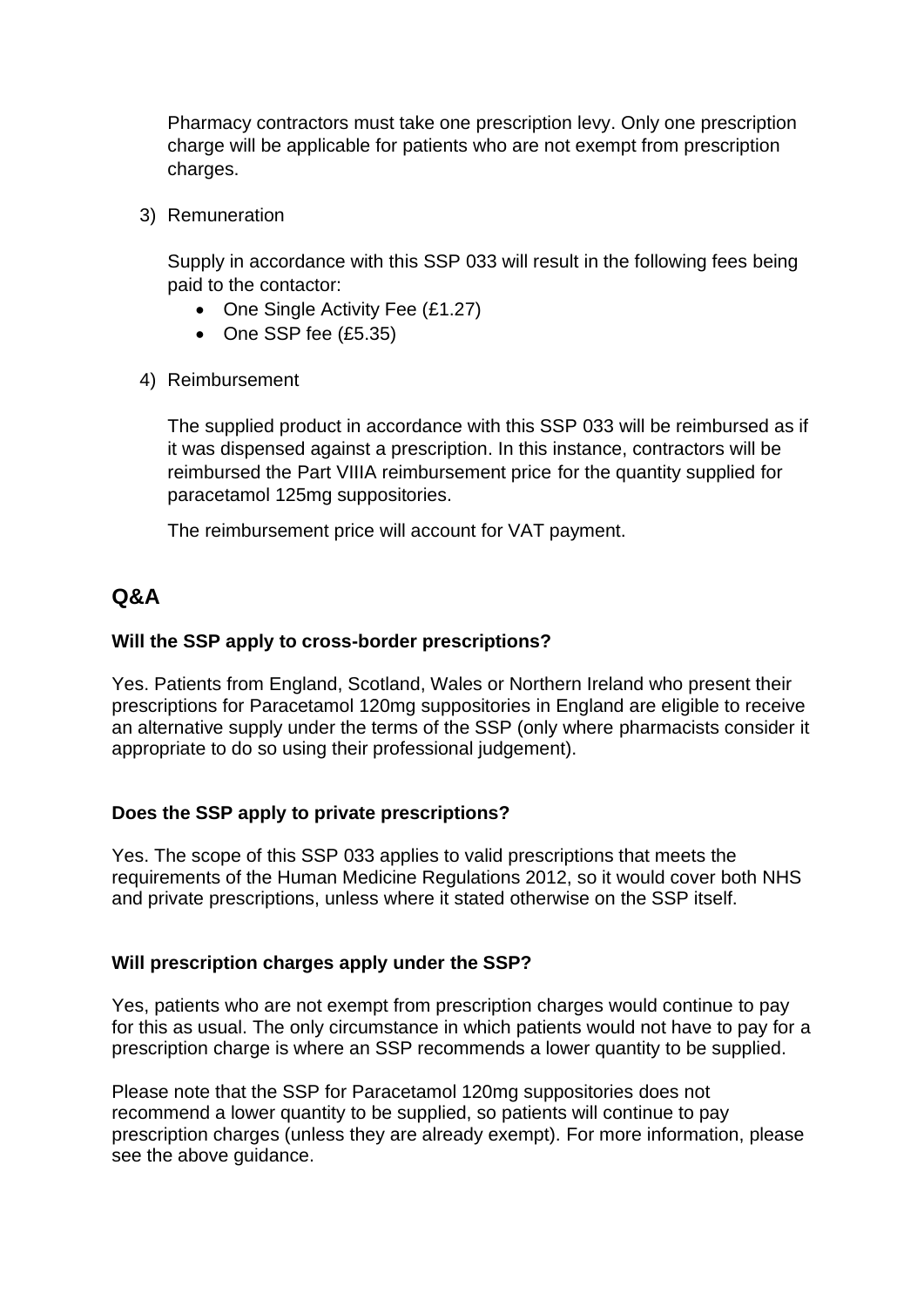Pharmacy contractors must take one prescription levy. Only one prescription charge will be applicable for patients who are not exempt from prescription charges.

3) Remuneration

   Supply in accordance with this SSP 033 will result in the following fees being paid to the contactor:

   - One Single Activity Fee (£1.27)
   - One SSP fee (£5.35)

4) Reimbursement

   The supplied product in accordance with this SSP 033 will be reimbursed as if it was dispensed against a prescription. In this instance, contractors will be reimbursed the Part VIIIA reimbursement price for the quantity supplied for paracetamol 125mg suppositories.

   The reimbursement price will account for VAT payment.

## Q&A

**Will the SSP apply to cross-border prescriptions?**

Yes. Patients from England, Scotland, Wales or Northern Ireland who present their prescriptions for Paracetamol 120mg suppositories in England are eligible to receive an alternative supply under the terms of the SSP (only where pharmacists consider it appropriate to do so using their professional judgement).

**Does the SSP apply to private prescriptions?**

Yes. The scope of this SSP 033 applies to valid prescriptions that meets the requirements of the Human Medicine Regulations 2012, so it would cover both NHS and private prescriptions, unless where it stated otherwise on the SSP itself.

**Will prescription charges apply under the SSP?**

Yes, patients who are not exempt from prescription charges would continue to pay for this as usual. The only circumstance in which patients would not have to pay for a prescription charge is where an SSP recommends a lower quantity to be supplied.

Please note that the SSP for Paracetamol 120mg suppositories does not recommend a lower quantity to be supplied, so patients will continue to pay prescription charges (unless they are already exempt). For more information, please see the above guidance.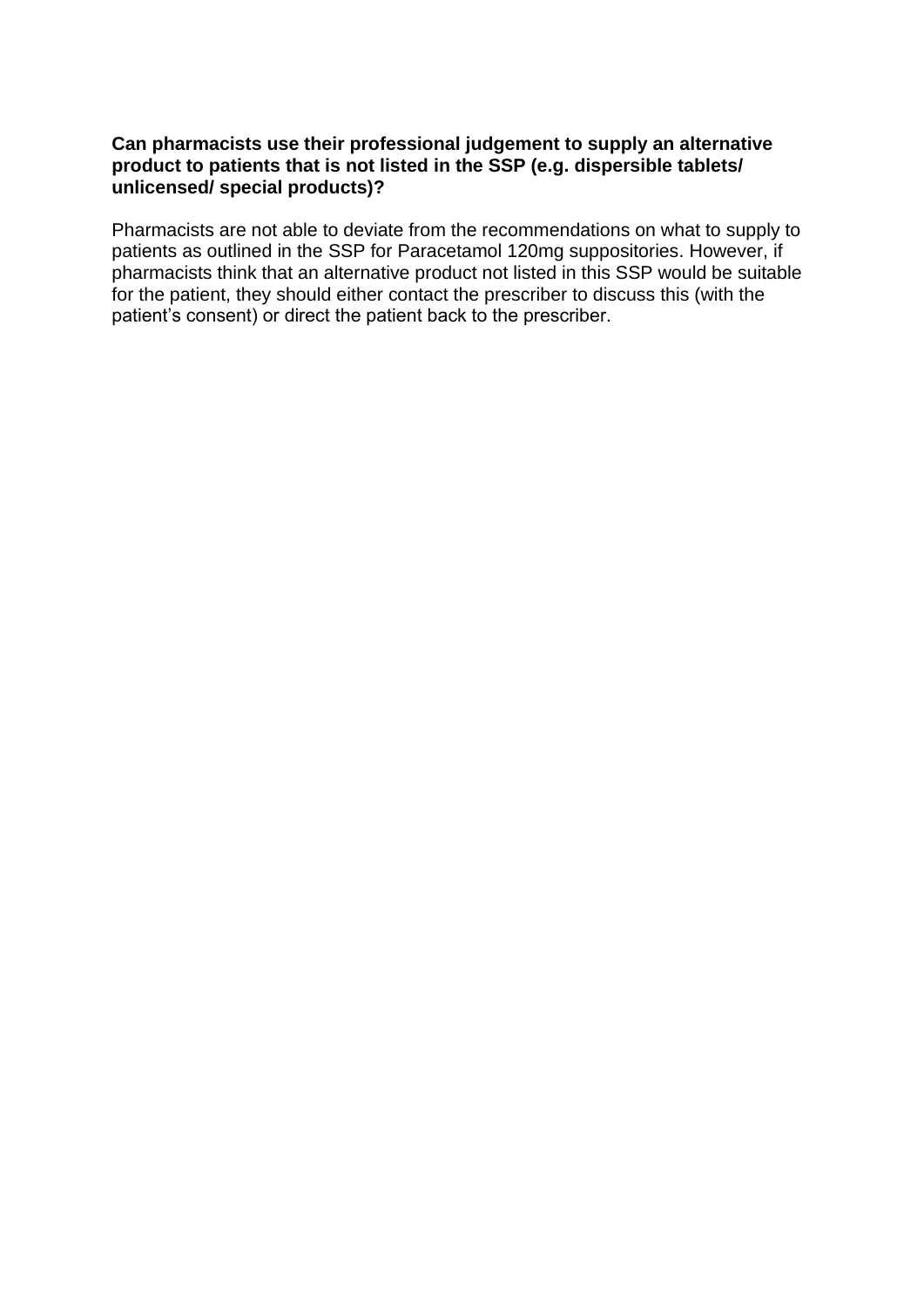**Can pharmacists use their professional judgement to supply an alternative product to patients that is not listed in the SSP (e.g. dispersible tablets/ unlicensed/ special products)?**

Pharmacists are not able to deviate from the recommendations on what to supply to patients as outlined in the SSP for Paracetamol 120mg suppositories. However, if pharmacists think that an alternative product not listed in this SSP would be suitable for the patient, they should either contact the prescriber to discuss this (with the patient's consent) or direct the patient back to the prescriber.